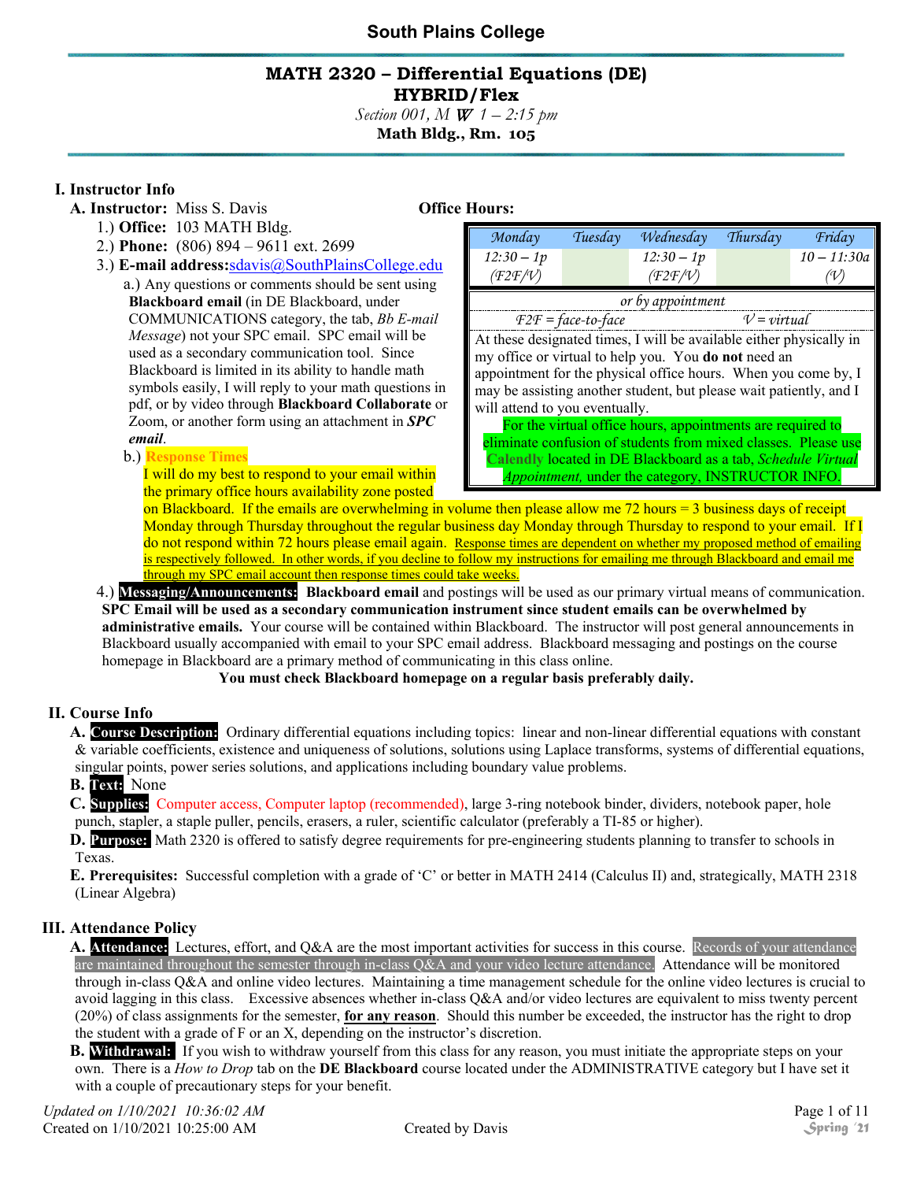# South Plains College

## MATH 2320 – Differential Equations (DE)

**HYBRID/Flex**

*Section 001, M W 1 – 2:15 pm*

**Math Bldg., Rm. 105**

## I. Instructor Info

**A. Instructor:** Miss S. Davis

1.) **Office:** 103 MATH Bldg.

2.) **Phone:** (806) 894 – 9611 ext. 2699

3.) **E-mail address:** sdavis@SouthPlainsCollege.edu

a.) Any questions or comments should be sent using **Blackboard email** (in DE Blackboard, under COMMUNICATIONS category, the tab, *Bb E-mail Message*) not your SPC email. SPC email will be used as a secondary communication tool. Since Blackboard is limited in its ability to handle math symbols easily, I will reply to your math questions in pdf, or by video through **Blackboard Collaborate** or Zoom, or another form using an attachment in ***SPC email***.

b.) Response Times

I will do my best to respond to your email within the primary office hours availability zone posted on Blackboard. If the emails are overwhelming in volume then please allow me 72 hours = 3 business days of receipt Monday through Thursday throughout the regular business day Monday through Thursday to respond to your email. If I do not respond within 72 hours please email again. Response times are dependent on whether my proposed method of emailing is respectively followed. In other words, if you decline to follow my instructions for emailing me through Blackboard and email me through my SPC email account then response times could take weeks.

**Office Hours:**

| Monday | Tuesday | Wednesday | Thursday | Friday |
|---|---|---|---|---|
| 12:30 – 1p (F2F/V) | | 12:30 – 1p (F2F/V) | | 10 – 11:30a (V) |
| *or by appointment* | | | | |
| F2F = face-to-face | | | V = virtual | |

At these designated times, I will be available either physically in my office or virtual to help you. You **do not** need an appointment for the physical office hours. When you come by, I may be assisting another student, but please wait patiently, and I will attend to you eventually.

For the virtual office hours, appointments are required to eliminate confusion of students from mixed classes. Please use **Calendly** located in DE Blackboard as a tab, *Schedule Virtual Appointment,* under the category, INSTRUCTOR INFO.

4.) **Messaging/Announcements:** **Blackboard email** and postings will be used as our primary virtual means of communication. **SPC Email will be used as a secondary communication instrument since student emails can be overwhelmed by administrative emails.** Your course will be contained within Blackboard. The instructor will post general announcements in Blackboard usually accompanied with email to your SPC email address. Blackboard messaging and postings on the course homepage in Blackboard are a primary method of communicating in this class online.

**You must check Blackboard homepage on a regular basis preferably daily.**

## II. Course Info

**A. Course Description:** Ordinary differential equations including topics: linear and non-linear differential equations with constant & variable coefficients, existence and uniqueness of solutions, solutions using Laplace transforms, systems of differential equations, singular points, power series solutions, and applications including boundary value problems.

**B. Text:** None

**C. Supplies:** Computer access, Computer laptop (recommended), large 3-ring notebook binder, dividers, notebook paper, hole punch, stapler, a staple puller, pencils, erasers, a ruler, scientific calculator (preferably a TI-85 or higher).

**D. Purpose:** Math 2320 is offered to satisfy degree requirements for pre-engineering students planning to transfer to schools in Texas.

**E. Prerequisites:** Successful completion with a grade of 'C' or better in MATH 2414 (Calculus II) and, strategically, MATH 2318 (Linear Algebra)

## III. Attendance Policy

**A. Attendance:** Lectures, effort, and Q&A are the most important activities for success in this course. Records of your attendance are maintained throughout the semester through in-class Q&A and your video lecture attendance. Attendance will be monitored through in-class Q&A and online video lectures. Maintaining a time management schedule for the online video lectures is crucial to avoid lagging in this class. Excessive absences whether in-class Q&A and/or video lectures are equivalent to miss twenty percent (20%) of class assignments for the semester, **for any reason**. Should this number be exceeded, the instructor has the right to drop the student with a grade of F or an X, depending on the instructor's discretion.

**B. Withdrawal:** If you wish to withdraw yourself from this class for any reason, you must initiate the appropriate steps on your own. There is a *How to Drop* tab on the **DE Blackboard** course located under the ADMINISTRATIVE category but I have set it with a couple of precautionary steps for your benefit.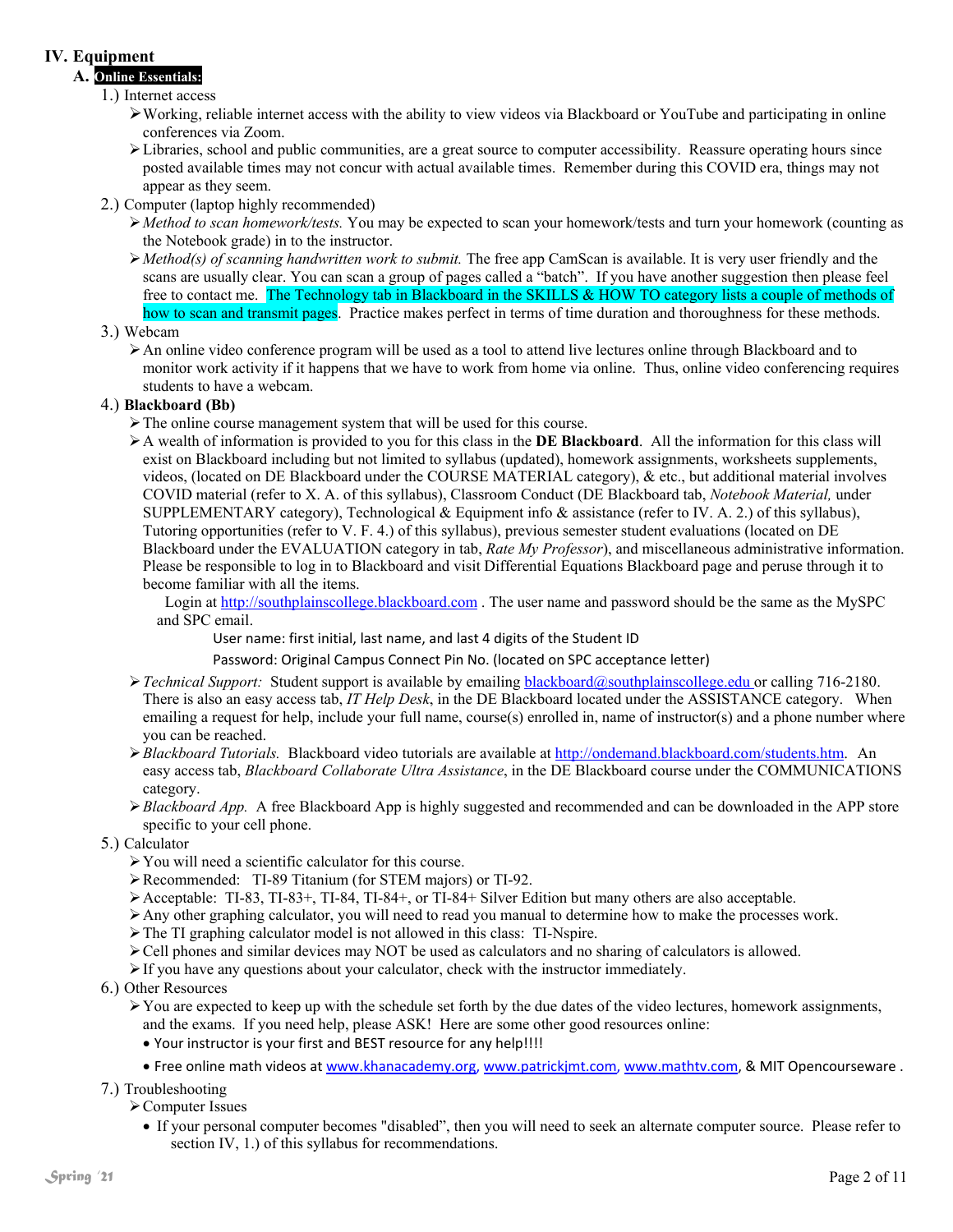## IV. Equipment

### A. **Online Essentials:**

1.) Internet access

- Working, reliable internet access with the ability to view videos via Blackboard or YouTube and participating in online conferences via Zoom.
- Libraries, school and public communities, are a great source to computer accessibility. Reassure operating hours since posted available times may not concur with actual available times. Remember during this COVID era, things may not appear as they seem.

2.) Computer (laptop highly recommended)

- *Method to scan homework/tests.* You may be expected to scan your homework/tests and turn your homework (counting as the Notebook grade) in to the instructor.
- *Method(s) of scanning handwritten work to submit.* The free app CamScan is available. It is very user friendly and the scans are usually clear. You can scan a group of pages called a "batch". If you have another suggestion then please feel free to contact me. The Technology tab in Blackboard in the SKILLS & HOW TO category lists a couple of methods of how to scan and transmit pages. Practice makes perfect in terms of time duration and thoroughness for these methods.

3.) Webcam

- An online video conference program will be used as a tool to attend live lectures online through Blackboard and to monitor work activity if it happens that we have to work from home via online. Thus, online video conferencing requires students to have a webcam.

4.) **Blackboard (Bb)**

- The online course management system that will be used for this course.
- A wealth of information is provided to you for this class in the **DE Blackboard**. All the information for this class will exist on Blackboard including but not limited to syllabus (updated), homework assignments, worksheets supplements, videos, (located on DE Blackboard under the COURSE MATERIAL category), & etc., but additional material involves COVID material (refer to X. A. of this syllabus), Classroom Conduct (DE Blackboard tab, *Notebook Material,* under SUPPLEMENTARY category), Technological & Equipment info & assistance (refer to IV. A. 2.) of this syllabus), Tutoring opportunities (refer to V. F. 4.) of this syllabus), previous semester student evaluations (located on DE Blackboard under the EVALUATION category in tab, *Rate My Professor*), and miscellaneous administrative information. Please be responsible to log in to Blackboard and visit Differential Equations Blackboard page and peruse through it to become familiar with all the items.

  Login at http://southplainscollege.blackboard.com . The user name and password should be the same as the MySPC and SPC email.

  User name: first initial, last name, and last 4 digits of the Student ID

  Password: Original Campus Connect Pin No. (located on SPC acceptance letter)

- *Technical Support:* Student support is available by emailing blackboard@southplainscollege.edu or calling 716-2180. There is also an easy access tab, *IT Help Desk*, in the DE Blackboard located under the ASSISTANCE category. When emailing a request for help, include your full name, course(s) enrolled in, name of instructor(s) and a phone number where you can be reached.
- *Blackboard Tutorials.* Blackboard video tutorials are available at http://ondemand.blackboard.com/students.htm. An easy access tab, *Blackboard Collaborate Ultra Assistance*, in the DE Blackboard course under the COMMUNICATIONS category.
- *Blackboard App.* A free Blackboard App is highly suggested and recommended and can be downloaded in the APP store specific to your cell phone.

5.) Calculator

- You will need a scientific calculator for this course.
- Recommended: TI-89 Titanium (for STEM majors) or TI-92.
- Acceptable: TI-83, TI-83+, TI-84, TI-84+, or TI-84+ Silver Edition but many others are also acceptable.
- Any other graphing calculator, you will need to read you manual to determine how to make the processes work.
- The TI graphing calculator model is not allowed in this class: TI-Nspire.
- Cell phones and similar devices may NOT be used as calculators and no sharing of calculators is allowed.
- If you have any questions about your calculator, check with the instructor immediately.

6.) Other Resources

- You are expected to keep up with the schedule set forth by the due dates of the video lectures, homework assignments, and the exams. If you need help, please ASK! Here are some other good resources online:
  - Your instructor is your first and BEST resource for any help!!!!
  - Free online math videos at www.khanacademy.org, www.patrickjmt.com, www.mathtv.com, & MIT Opencourseware .

7.) Troubleshooting

- Computer Issues
  - If your personal computer becomes "disabled", then you will need to seek an alternate computer source. Please refer to section IV, 1.) of this syllabus for recommendations.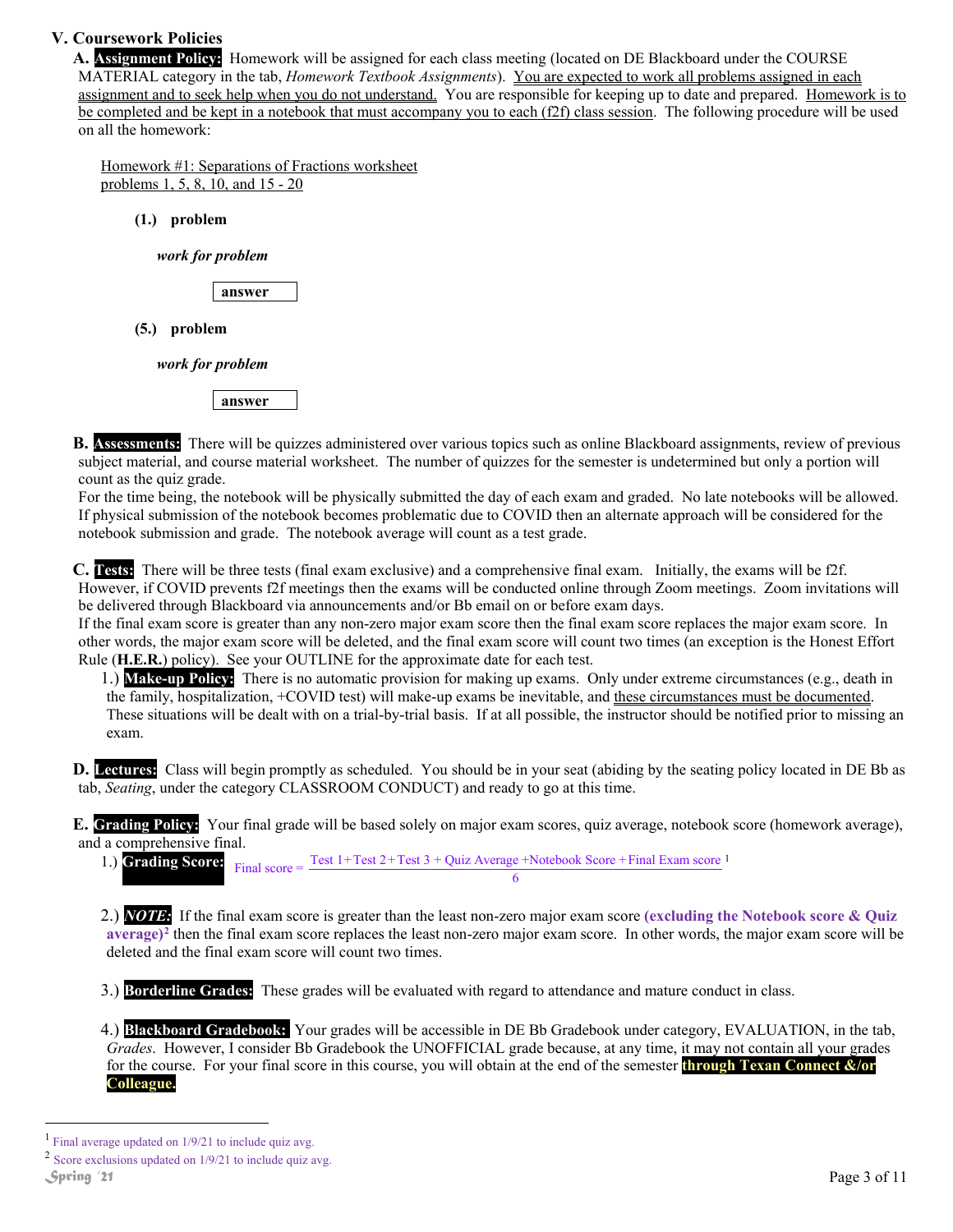## V. Coursework Policies

**A. Assignment Policy:** Homework will be assigned for each class meeting (located on DE Blackboard under the COURSE MATERIAL category in the tab, *Homework Textbook Assignments*). You are expected to work all problems assigned in each assignment and to seek help when you do not understand. You are responsible for keeping up to date and prepared. Homework is to be completed and be kept in a notebook that must accompany you to each (f2f) class session. The following procedure will be used on all the homework:

Homework #1: Separations of Fractions worksheet
problems 1, 5, 8, 10, and 15 - 20

**(1.) problem**

*work for problem*

**answer**

**(5.) problem**

*work for problem*

**answer**

**B. Assessments:** There will be quizzes administered over various topics such as online Blackboard assignments, review of previous subject material, and course material worksheet. The number of quizzes for the semester is undetermined but only a portion will count as the quiz grade.

For the time being, the notebook will be physically submitted the day of each exam and graded. No late notebooks will be allowed. If physical submission of the notebook becomes problematic due to COVID then an alternate approach will be considered for the notebook submission and grade. The notebook average will count as a test grade.

**C. Tests:** There will be three tests (final exam exclusive) and a comprehensive final exam. Initially, the exams will be f2f. However, if COVID prevents f2f meetings then the exams will be conducted online through Zoom meetings. Zoom invitations will be delivered through Blackboard via announcements and/or Bb email on or before exam days.

If the final exam score is greater than any non-zero major exam score then the final exam score replaces the major exam score. In other words, the major exam score will be deleted, and the final exam score will count two times (an exception is the Honest Effort Rule (**H.E.R.**) policy). See your OUTLINE for the approximate date for each test.

1.) **Make-up Policy:** There is no automatic provision for making up exams. Only under extreme circumstances (e.g., death in the family, hospitalization, +COVID test) will make-up exams be inevitable, and these circumstances must be documented. These situations will be dealt with on a trial-by-trial basis. If at all possible, the instructor should be notified prior to missing an exam.

**D. Lectures:** Class will begin promptly as scheduled. You should be in your seat (abiding by the seating policy located in DE Bb as tab, *Seating*, under the category CLASSROOM CONDUCT) and ready to go at this time.

**E. Grading Policy:** Your final grade will be based solely on major exam scores, quiz average, notebook score (homework average), and a comprehensive final.

1.) **Grading Score:**

$$\text{Final score} = \frac{\text{Test 1} + \text{Test 2} + \text{Test 3} + \text{Quiz Average} + \text{Notebook Score} + \text{Final Exam score}}{6}$$ [1]

2.) ***NOTE:*** If the final exam score is greater than the least non-zero major exam score **(excluding the Notebook score & Quiz average)**[2] then the final exam score replaces the least non-zero major exam score. In other words, the major exam score will be deleted and the final exam score will count two times.

3.) **Borderline Grades:** These grades will be evaluated with regard to attendance and mature conduct in class.

4.) **Blackboard Gradebook:** Your grades will be accessible in DE Bb Gradebook under category, EVALUATION, in the tab, *Grades*. However, I consider Bb Gradebook the UNOFFICIAL grade because, at any time, it may not contain all your grades for the course. For your final score in this course, you will obtain at the end of the semester **through Texan Connect &/or Colleague.**

---

[1] Final average updated on 1/9/21 to include quiz avg.

[2] Score exclusions updated on 1/9/21 to include quiz avg.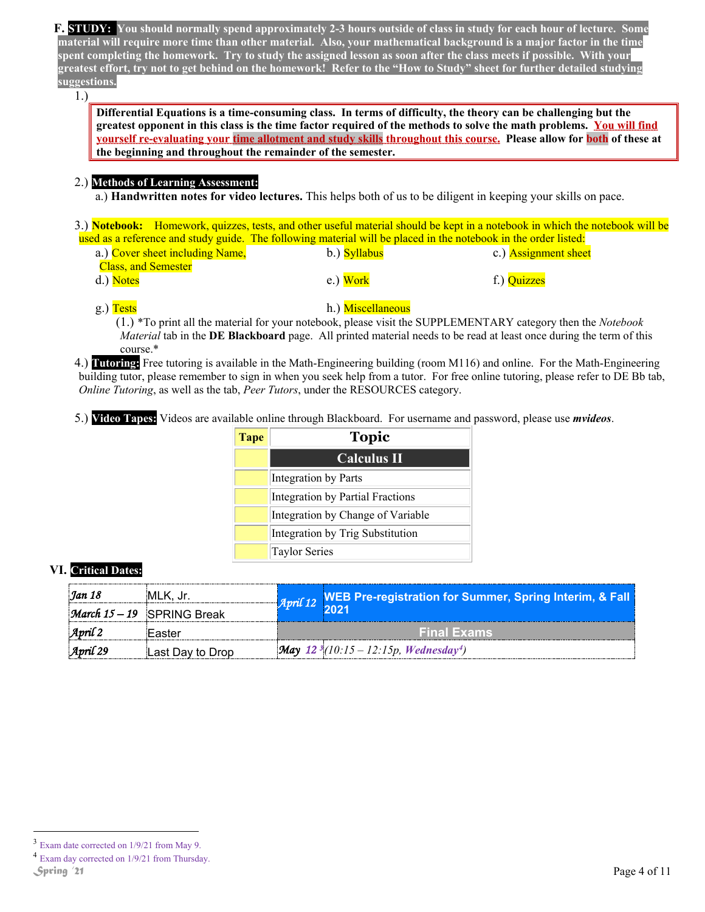**F. STUDY:** **You should normally spend approximately 2-3 hours outside of class in study for each hour of lecture. Some material will require more time than other material. Also, your mathematical background is a major factor in the time spent completing the homework. Try to study the assigned lesson as soon after the class meets if possible. With your greatest effort, try not to get behind on the homework! Refer to the "How to Study" sheet for further detailed studying suggestions.**

1.)

> **Differential Equations is a time-consuming class. In terms of difficulty, the theory can be challenging but the greatest opponent in this class is the time factor required of the methods to solve the math problems. You will find yourself re-evaluating your time allotment and study skills throughout this course. Please allow for both of these at the beginning and throughout the remainder of the semester.**

2.) **Methods of Learning Assessment:**

a.) **Handwritten notes for video lectures.** This helps both of us to be diligent in keeping your skills on pace.

3.) **Notebook:** Homework, quizzes, tests, and other useful material should be kept in a notebook in which the notebook will be used as a reference and study guide. The following material will be placed in the notebook in the order listed:

a.) Cover sheet including Name, Class, and Semester
b.) Syllabus
c.) Assignment sheet
d.) Notes
e.) Work
f.) Quizzes
g.) Tests
h.) Miscellaneous

(1.) *To print all the material for your notebook, please visit the SUPPLEMENTARY category then the *Notebook Material* tab in the **DE Blackboard** page. All printed material needs to be read at least once during the term of this course.*

4.) **Tutoring:** Free tutoring is available in the Math-Engineering building (room M116) and online. For the Math-Engineering building tutor, please remember to sign in when you seek help from a tutor. For free online tutoring, please refer to DE Bb tab, *Online Tutoring*, as well as the tab, *Peer Tutors*, under the RESOURCES category.

5.) **Video Tapes:** Videos are available online through Blackboard. For username and password, please use ***mvideos***.

| Tape | Topic |
|---|---|
| | **Calculus II** |
| | Integration by Parts |
| | Integration by Partial Fractions |
| | Integration by Change of Variable |
| | Integration by Trig Substitution |
| | Taylor Series |

## VI. Critical Dates:

| | | | |
|---|---|---|---|
| *Jan 18* | MLK, Jr. | *April 12* | WEB Pre-registration for Summer, Spring Interim, & Fall 2021 |
| *March 15 – 19* | SPRING Break | | |
| *April 2* | Easter | | **Final Exams** |
| *April 29* | Last Day to Drop | *May 12*[3] | (10:15 – 12:15p, *Wednesday*[4]) |

[3] Exam date corrected on 1/9/21 from May 9.

[4] Exam day corrected on 1/9/21 from Thursday.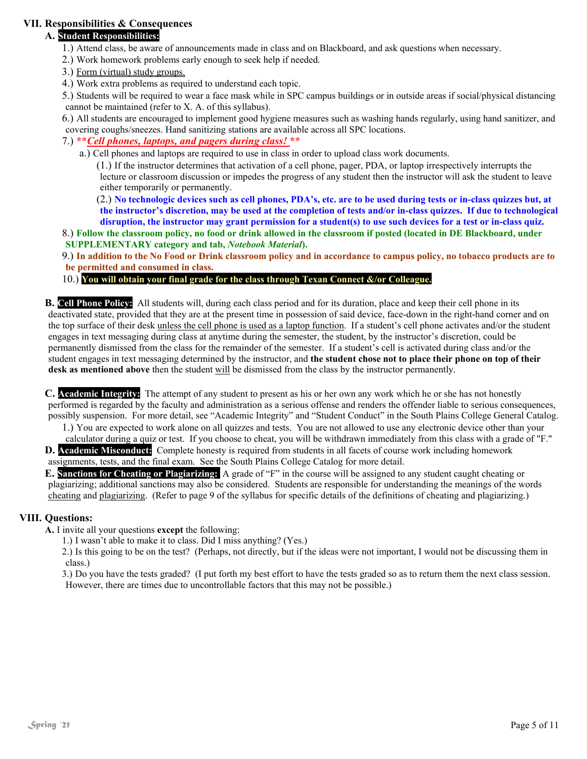## VII. Responsibilities & Consequences

**A. Student Responsibilities:**

1.) Attend class, be aware of announcements made in class and on Blackboard, and ask questions when necessary.

2.) Work homework problems early enough to seek help if needed.

3.) Form (virtual) study groups.

4.) Work extra problems as required to understand each topic.

5.) Students will be required to wear a face mask while in SPC campus buildings or in outside areas if social/physical distancing cannot be maintained (refer to X. A. of this syllabus).

6.) All students are encouraged to implement good hygiene measures such as washing hands regularly, using hand sanitizer, and covering coughs/sneezes. Hand sanitizing stations are available across all SPC locations.

7.) ***\*\*Cell phones, laptops, and pagers during class! \*\****

a.) Cell phones and laptops are required to use in class in order to upload class work documents.

(1.) If the instructor determines that activation of a cell phone, pager, PDA, or laptop irrespectively interrupts the lecture or classroom discussion or impedes the progress of any student then the instructor will ask the student to leave either temporarily or permanently.

(2.) **No technologic devices such as cell phones, PDA's, etc. are to be used during tests or in-class quizzes but, at the instructor's discretion, may be used at the completion of tests and/or in-class quizzes. If due to technological disruption, the instructor may grant permission for a student(s) to use such devices for a test or in-class quiz.**

8.) **Follow the classroom policy, no food or drink allowed in the classroom if posted (located in DE Blackboard, under SUPPLEMENTARY category and tab, *Notebook Material*).**

9.) **In addition to the No Food or Drink classroom policy and in accordance to campus policy, no tobacco products are to be permitted and consumed in class.**

10.) **You will obtain your final grade for the class through Texan Connect &/or Colleague.**

**B. Cell Phone Policy:** All students will, during each class period and for its duration, place and keep their cell phone in its deactivated state, provided that they are at the present time in possession of said device, face-down in the right-hand corner and on the top surface of their desk unless the cell phone is used as a laptop function. If a student's cell phone activates and/or the student engages in text messaging during class at anytime during the semester, the student, by the instructor's discretion, could be permanently dismissed from the class for the remainder of the semester. If a student's cell is activated during class and/or the student engages in text messaging determined by the instructor, and **the student chose not to place their phone on top of their desk as mentioned above** then the student will be dismissed from the class by the instructor permanently.

**C. Academic Integrity:** The attempt of any student to present as his or her own any work which he or she has not honestly performed is regarded by the faculty and administration as a serious offense and renders the offender liable to serious consequences, possibly suspension. For more detail, see "Academic Integrity" and "Student Conduct" in the South Plains College General Catalog.

1.) You are expected to work alone on all quizzes and tests. You are not allowed to use any electronic device other than your calculator during a quiz or test. If you choose to cheat, you will be withdrawn immediately from this class with a grade of "F."

**D. Academic Misconduct:** Complete honesty is required from students in all facets of course work including homework assignments, tests, and the final exam. See the South Plains College Catalog for more detail.

**E. Sanctions for Cheating or Plagiarizing:** A grade of "F" in the course will be assigned to any student caught cheating or plagiarizing; additional sanctions may also be considered. Students are responsible for understanding the meanings of the words cheating and plagiarizing. (Refer to page 9 of the syllabus for specific details of the definitions of cheating and plagiarizing.)

## VIII. Questions:

**A.** I invite all your questions **except** the following:

1.) I wasn't able to make it to class. Did I miss anything? (Yes.)

2.) Is this going to be on the test? (Perhaps, not directly, but if the ideas were not important, I would not be discussing them in class.)

3.) Do you have the tests graded? (I put forth my best effort to have the tests graded so as to return them the next class session. However, there are times due to uncontrollable factors that this may not be possible.)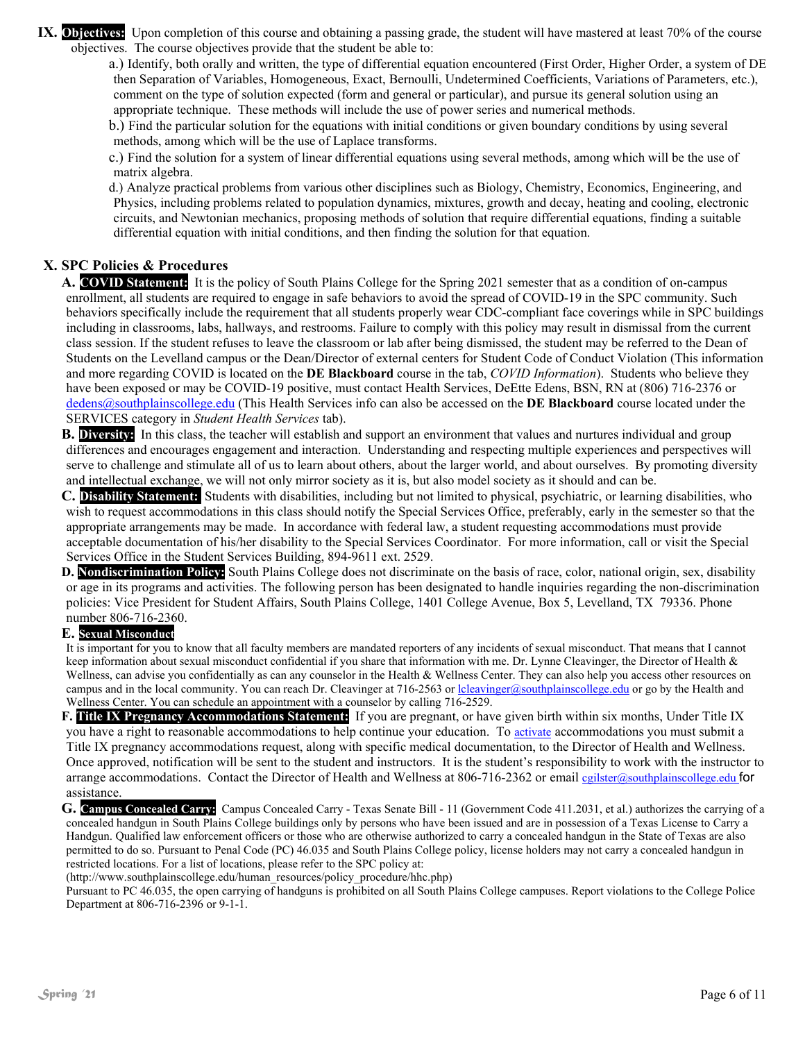**IX. Objectives:** Upon completion of this course and obtaining a passing grade, the student will have mastered at least 70% of the course objectives. The course objectives provide that the student be able to:

a.) Identify, both orally and written, the type of differential equation encountered (First Order, Higher Order, a system of DE then Separation of Variables, Homogeneous, Exact, Bernoulli, Undetermined Coefficients, Variations of Parameters, etc.), comment on the type of solution expected (form and general or particular), and pursue its general solution using an appropriate technique. These methods will include the use of power series and numerical methods.

b.) Find the particular solution for the equations with initial conditions or given boundary conditions by using several methods, among which will be the use of Laplace transforms.

c.) Find the solution for a system of linear differential equations using several methods, among which will be the use of matrix algebra.

d.) Analyze practical problems from various other disciplines such as Biology, Chemistry, Economics, Engineering, and Physics, including problems related to population dynamics, mixtures, growth and decay, heating and cooling, electronic circuits, and Newtonian mechanics, proposing methods of solution that require differential equations, finding a suitable differential equation with initial conditions, and then finding the solution for that equation.

## X. SPC Policies & Procedures

**A. COVID Statement:** It is the policy of South Plains College for the Spring 2021 semester that as a condition of on-campus enrollment, all students are required to engage in safe behaviors to avoid the spread of COVID-19 in the SPC community. Such behaviors specifically include the requirement that all students properly wear CDC-compliant face coverings while in SPC buildings including in classrooms, labs, hallways, and restrooms. Failure to comply with this policy may result in dismissal from the current class session. If the student refuses to leave the classroom or lab after being dismissed, the student may be referred to the Dean of Students on the Levelland campus or the Dean/Director of external centers for Student Code of Conduct Violation (This information and more regarding COVID is located on the **DE Blackboard** course in the tab, *COVID Information*). Students who believe they have been exposed or may be COVID-19 positive, must contact Health Services, DeEtte Edens, BSN, RN at (806) 716-2376 or dedens@southplainscollege.edu (This Health Services info can also be accessed on the **DE Blackboard** course located under the SERVICES category in *Student Health Services* tab).

**B. Diversity:** In this class, the teacher will establish and support an environment that values and nurtures individual and group differences and encourages engagement and interaction. Understanding and respecting multiple experiences and perspectives will serve to challenge and stimulate all of us to learn about others, about the larger world, and about ourselves. By promoting diversity and intellectual exchange, we will not only mirror society as it is, but also model society as it should and can be.

**C. Disability Statement:** Students with disabilities, including but not limited to physical, psychiatric, or learning disabilities, who wish to request accommodations in this class should notify the Special Services Office, preferably, early in the semester so that the appropriate arrangements may be made. In accordance with federal law, a student requesting accommodations must provide acceptable documentation of his/her disability to the Special Services Coordinator. For more information, call or visit the Special Services Office in the Student Services Building, 894-9611 ext. 2529.

**D. Nondiscrimination Policy:** South Plains College does not discriminate on the basis of race, color, national origin, sex, disability or age in its programs and activities. The following person has been designated to handle inquiries regarding the non-discrimination policies: Vice President for Student Affairs, South Plains College, 1401 College Avenue, Box 5, Levelland, TX 79336. Phone number 806-716-2360.

**E. Sexual Misconduct**

It is important for you to know that all faculty members are mandated reporters of any incidents of sexual misconduct. That means that I cannot keep information about sexual misconduct confidential if you share that information with me. Dr. Lynne Cleavinger, the Director of Health & Wellness, can advise you confidentially as can any counselor in the Health & Wellness Center. They can also help you access other resources on campus and in the local community. You can reach Dr. Cleavinger at 716-2563 or lcleavinger@southplainscollege.edu or go by the Health and Wellness Center. You can schedule an appointment with a counselor by calling 716-2529.

**F. Title IX Pregnancy Accommodations Statement:** If you are pregnant, or have given birth within six months, Under Title IX you have a right to reasonable accommodations to help continue your education. To activate accommodations you must submit a Title IX pregnancy accommodations request, along with specific medical documentation, to the Director of Health and Wellness. Once approved, notification will be sent to the student and instructors. It is the student's responsibility to work with the instructor to arrange accommodations. Contact the Director of Health and Wellness at 806-716-2362 or email cgilster@southplainscollege.edu for assistance.

**G. Campus Concealed Carry:** Campus Concealed Carry - Texas Senate Bill - 11 (Government Code 411.2031, et al.) authorizes the carrying of a concealed handgun in South Plains College buildings only by persons who have been issued and are in possession of a Texas License to Carry a Handgun. Qualified law enforcement officers or those who are otherwise authorized to carry a concealed handgun in the State of Texas are also permitted to do so. Pursuant to Penal Code (PC) 46.035 and South Plains College policy, license holders may not carry a concealed handgun in restricted locations. For a list of locations, please refer to the SPC policy at:
(http://www.southplainscollege.edu/human_resources/policy_procedure/hhc.php)
Pursuant to PC 46.035, the open carrying of handguns is prohibited on all South Plains College campuses. Report violations to the College Police Department at 806-716-2396 or 9-1-1.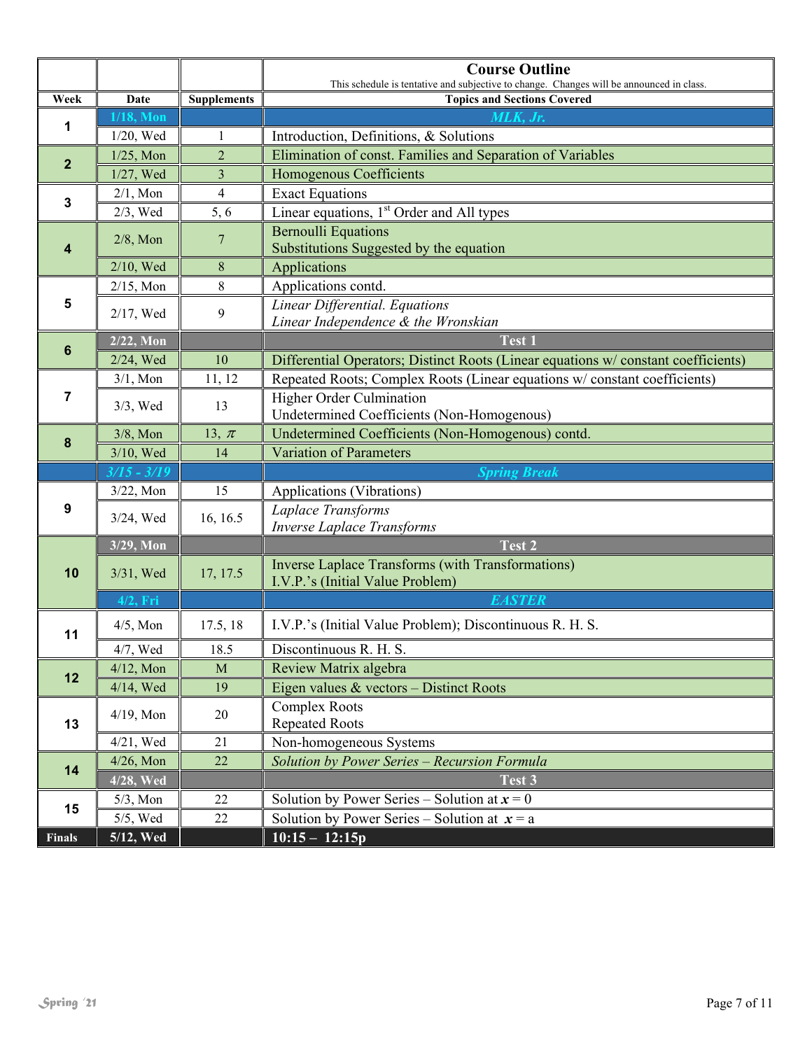| | | | **Course Outline**<br>This schedule is tentative and subjective to change. Changes will be announced in class. |
|---|---|---|---|
| **Week** | **Date** | **Supplements** | **Topics and Sections Covered** |
| 1 | 1/18, Mon | | *MLK, Jr.* |
| | 1/20, Wed | 1 | Introduction, Definitions, & Solutions |
| 2 | 1/25, Mon | 2 | Elimination of const. Families and Separation of Variables |
| | 1/27, Wed | 3 | Homogenous Coefficients |
| 3 | 2/1, Mon | 4 | Exact Equations |
| | 2/3, Wed | 5, 6 | Linear equations, 1st Order and All types |
| 4 | 2/8, Mon | 7 | Bernoulli Equations<br>Substitutions Suggested by the equation |
| | 2/10, Wed | 8 | Applications |
| 5 | 2/15, Mon | 8 | Applications contd. |
| | 2/17, Wed | 9 | *Linear Differential. Equations*<br>*Linear Independence & the Wronskian* |
| 6 | 2/22, Mon | | **Test 1** |
| | 2/24, Wed | 10 | Differential Operators; Distinct Roots (Linear equations w/ constant coefficients) |
| 7 | 3/1, Mon | 11, 12 | Repeated Roots; Complex Roots (Linear equations w/ constant coefficients) |
| | 3/3, Wed | 13 | Higher Order Culmination<br>Undetermined Coefficients (Non-Homogenous) |
| 8 | 3/8, Mon | 13, $\pi$ | Undetermined Coefficients (Non-Homogenous) contd. |
| | 3/10, Wed | 14 | Variation of Parameters |
| | *3/15 - 3/19* | | *Spring Break* |
| 9 | 3/22, Mon | 15 | Applications (Vibrations) |
| | 3/24, Wed | 16, 16.5 | *Laplace Transforms*<br>*Inverse Laplace Transforms* |
| 10 | 3/29, Mon | | **Test 2** |
| | 3/31, Wed | 17, 17.5 | Inverse Laplace Transforms (with Transformations)<br>I.V.P.'s (Initial Value Problem) |
| | 4/2, Fri | | *EASTER* |
| 11 | 4/5, Mon | 17.5, 18 | I.V.P.'s (Initial Value Problem); Discontinuous R. H. S. |
| | 4/7, Wed | 18.5 | Discontinuous R. H. S. |
| 12 | 4/12, Mon | M | Review Matrix algebra |
| | 4/14, Wed | 19 | Eigen values & vectors – Distinct Roots |
| 13 | 4/19, Mon | 20 | Complex Roots<br>Repeated Roots |
| | 4/21, Wed | 21 | Non-homogeneous Systems |
| 14 | 4/26, Mon | 22 | *Solution by Power Series – Recursion Formula* |
| | 4/28, Wed | | **Test 3** |
| 15 | 5/3, Mon | 22 | Solution by Power Series – Solution at $x = 0$ |
| | 5/5, Wed | 22 | Solution by Power Series – Solution at $x = a$ |
| **Finals** | **5/12, Wed** | | **10:15 – 12:15p** |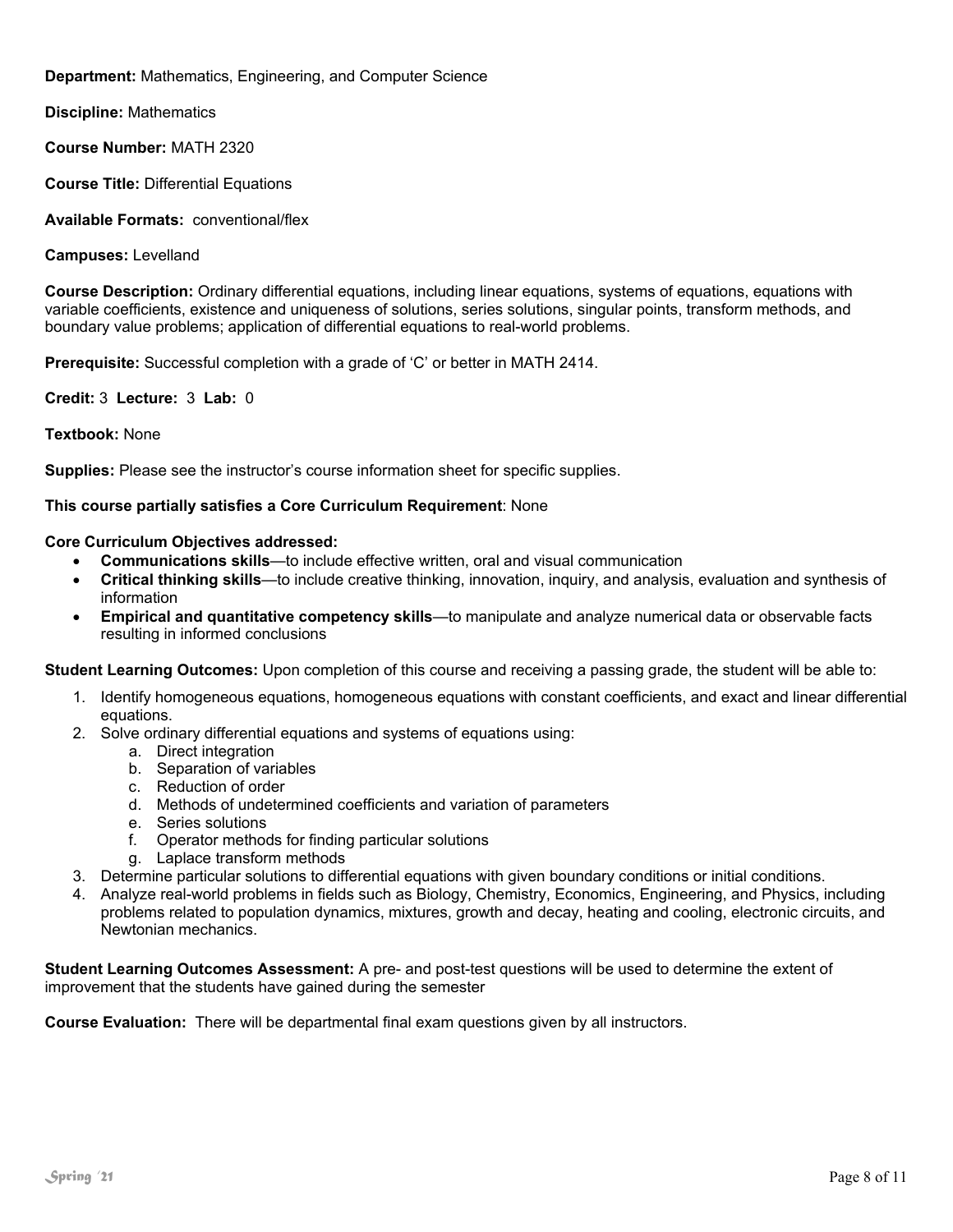**Department:** Mathematics, Engineering, and Computer Science

**Discipline:** Mathematics

**Course Number:** MATH 2320

**Course Title:** Differential Equations

**Available Formats:** conventional/flex

**Campuses:** Levelland

**Course Description:** Ordinary differential equations, including linear equations, systems of equations, equations with variable coefficients, existence and uniqueness of solutions, series solutions, singular points, transform methods, and boundary value problems; application of differential equations to real-world problems.

**Prerequisite:** Successful completion with a grade of 'C' or better in MATH 2414.

**Credit:** 3 **Lecture:** 3 **Lab:** 0

**Textbook:** None

**Supplies:** Please see the instructor's course information sheet for specific supplies.

**This course partially satisfies a Core Curriculum Requirement**: None

**Core Curriculum Objectives addressed:**

- **Communications skills**—to include effective written, oral and visual communication
- **Critical thinking skills**—to include creative thinking, innovation, inquiry, and analysis, evaluation and synthesis of information
- **Empirical and quantitative competency skills**—to manipulate and analyze numerical data or observable facts resulting in informed conclusions

**Student Learning Outcomes:** Upon completion of this course and receiving a passing grade, the student will be able to:

1. Identify homogeneous equations, homogeneous equations with constant coefficients, and exact and linear differential equations.
2. Solve ordinary differential equations and systems of equations using:
   a. Direct integration
   b. Separation of variables
   c. Reduction of order
   d. Methods of undetermined coefficients and variation of parameters
   e. Series solutions
   f. Operator methods for finding particular solutions
   g. Laplace transform methods
3. Determine particular solutions to differential equations with given boundary conditions or initial conditions.
4. Analyze real-world problems in fields such as Biology, Chemistry, Economics, Engineering, and Physics, including problems related to population dynamics, mixtures, growth and decay, heating and cooling, electronic circuits, and Newtonian mechanics.

**Student Learning Outcomes Assessment:** A pre- and post-test questions will be used to determine the extent of improvement that the students have gained during the semester

**Course Evaluation:** There will be departmental final exam questions given by all instructors.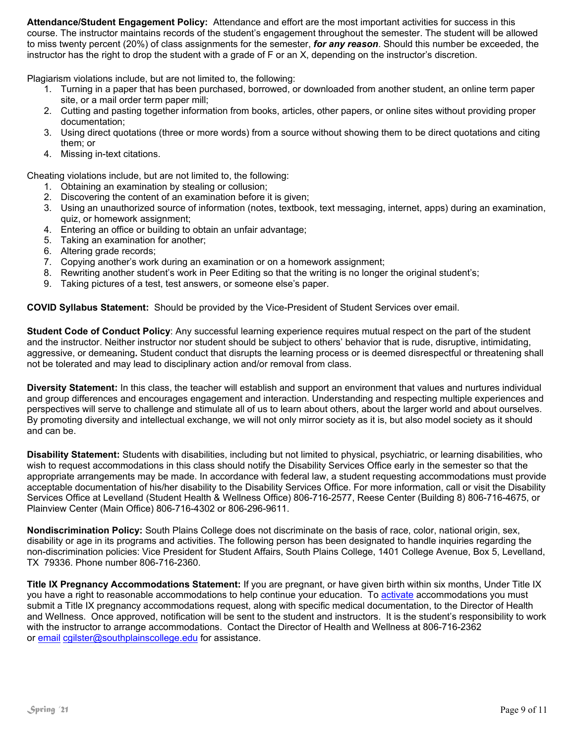**Attendance/Student Engagement Policy:** Attendance and effort are the most important activities for success in this course. The instructor maintains records of the student's engagement throughout the semester. The student will be allowed to miss twenty percent (20%) of class assignments for the semester, ***for any reason***. Should this number be exceeded, the instructor has the right to drop the student with a grade of F or an X, depending on the instructor's discretion.

Plagiarism violations include, but are not limited to, the following:

1. Turning in a paper that has been purchased, borrowed, or downloaded from another student, an online term paper site, or a mail order term paper mill;
2. Cutting and pasting together information from books, articles, other papers, or online sites without providing proper documentation;
3. Using direct quotations (three or more words) from a source without showing them to be direct quotations and citing them; or
4. Missing in-text citations.

Cheating violations include, but are not limited to, the following:

1. Obtaining an examination by stealing or collusion;
2. Discovering the content of an examination before it is given;
3. Using an unauthorized source of information (notes, textbook, text messaging, internet, apps) during an examination, quiz, or homework assignment;
4. Entering an office or building to obtain an unfair advantage;
5. Taking an examination for another;
6. Altering grade records;
7. Copying another's work during an examination or on a homework assignment;
8. Rewriting another student's work in Peer Editing so that the writing is no longer the original student's;
9. Taking pictures of a test, test answers, or someone else's paper.

**COVID Syllabus Statement:** Should be provided by the Vice-President of Student Services over email.

**Student Code of Conduct Policy**: Any successful learning experience requires mutual respect on the part of the student and the instructor. Neither instructor nor student should be subject to others' behavior that is rude, disruptive, intimidating, aggressive, or demeaning**.** Student conduct that disrupts the learning process or is deemed disrespectful or threatening shall not be tolerated and may lead to disciplinary action and/or removal from class.

**Diversity Statement:** In this class, the teacher will establish and support an environment that values and nurtures individual and group differences and encourages engagement and interaction. Understanding and respecting multiple experiences and perspectives will serve to challenge and stimulate all of us to learn about others, about the larger world and about ourselves. By promoting diversity and intellectual exchange, we will not only mirror society as it is, but also model society as it should and can be.

**Disability Statement:** Students with disabilities, including but not limited to physical, psychiatric, or learning disabilities, who wish to request accommodations in this class should notify the Disability Services Office early in the semester so that the appropriate arrangements may be made. In accordance with federal law, a student requesting accommodations must provide acceptable documentation of his/her disability to the Disability Services Office. For more information, call or visit the Disability Services Office at Levelland (Student Health & Wellness Office) 806-716-2577, Reese Center (Building 8) 806-716-4675, or Plainview Center (Main Office) 806-716-4302 or 806-296-9611.

**Nondiscrimination Policy:** South Plains College does not discriminate on the basis of race, color, national origin, sex, disability or age in its programs and activities. The following person has been designated to handle inquiries regarding the non-discrimination policies: Vice President for Student Affairs, South Plains College, 1401 College Avenue, Box 5, Levelland, TX 79336. Phone number 806-716-2360.

**Title IX Pregnancy Accommodations Statement:** If you are pregnant, or have given birth within six months, Under Title IX you have a right to reasonable accommodations to help continue your education. To activate accommodations you must submit a Title IX pregnancy accommodations request, along with specific medical documentation, to the Director of Health and Wellness. Once approved, notification will be sent to the student and instructors. It is the student's responsibility to work with the instructor to arrange accommodations. Contact the Director of Health and Wellness at 806-716-2362 or email cgilster@southplainscollege.edu for assistance.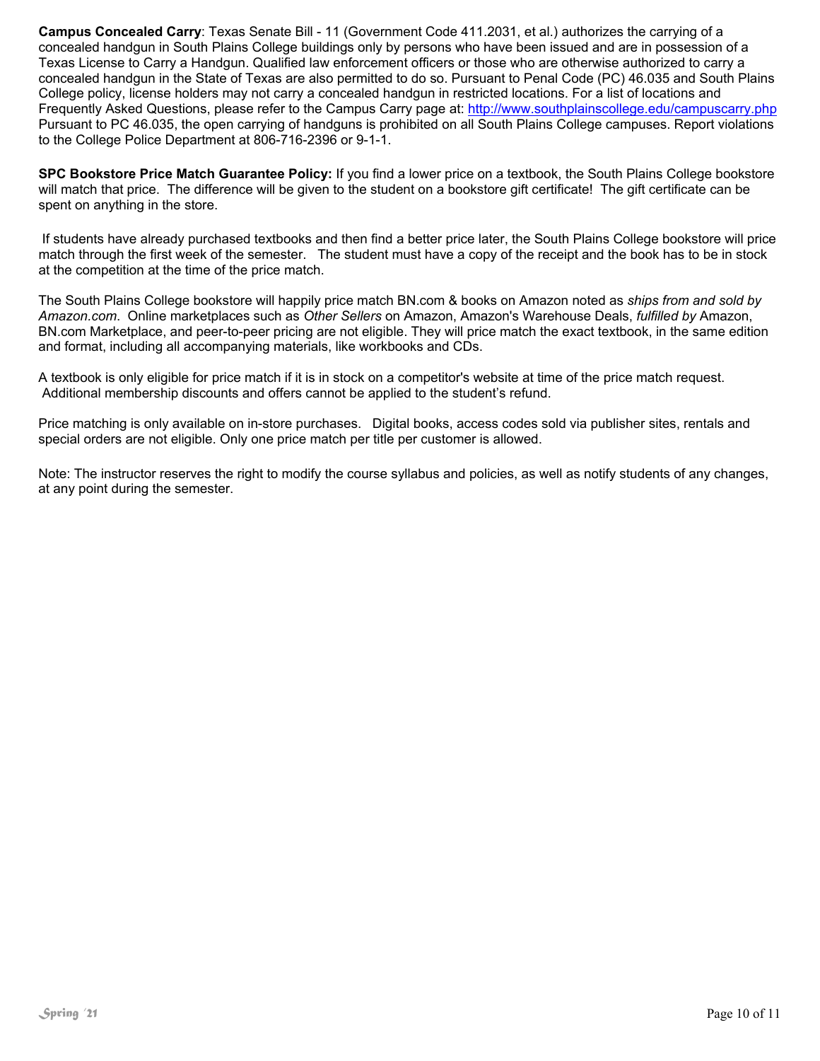**Campus Concealed Carry**: Texas Senate Bill - 11 (Government Code 411.2031, et al.) authorizes the carrying of a concealed handgun in South Plains College buildings only by persons who have been issued and are in possession of a Texas License to Carry a Handgun. Qualified law enforcement officers or those who are otherwise authorized to carry a concealed handgun in the State of Texas are also permitted to do so. Pursuant to Penal Code (PC) 46.035 and South Plains College policy, license holders may not carry a concealed handgun in restricted locations. For a list of locations and Frequently Asked Questions, please refer to the Campus Carry page at: http://www.southplainscollege.edu/campuscarry.php Pursuant to PC 46.035, the open carrying of handguns is prohibited on all South Plains College campuses. Report violations to the College Police Department at 806-716-2396 or 9-1-1.

**SPC Bookstore Price Match Guarantee Policy:** If you find a lower price on a textbook, the South Plains College bookstore will match that price. The difference will be given to the student on a bookstore gift certificate! The gift certificate can be spent on anything in the store.

If students have already purchased textbooks and then find a better price later, the South Plains College bookstore will price match through the first week of the semester. The student must have a copy of the receipt and the book has to be in stock at the competition at the time of the price match.

The South Plains College bookstore will happily price match BN.com & books on Amazon noted as *ships from and sold by Amazon.com*. Online marketplaces such as *Other Sellers* on Amazon, Amazon's Warehouse Deals, *fulfilled by* Amazon, BN.com Marketplace, and peer-to-peer pricing are not eligible. They will price match the exact textbook, in the same edition and format, including all accompanying materials, like workbooks and CDs.

A textbook is only eligible for price match if it is in stock on a competitor's website at time of the price match request. Additional membership discounts and offers cannot be applied to the student's refund.

Price matching is only available on in-store purchases. Digital books, access codes sold via publisher sites, rentals and special orders are not eligible. Only one price match per title per customer is allowed.

Note: The instructor reserves the right to modify the course syllabus and policies, as well as notify students of any changes, at any point during the semester.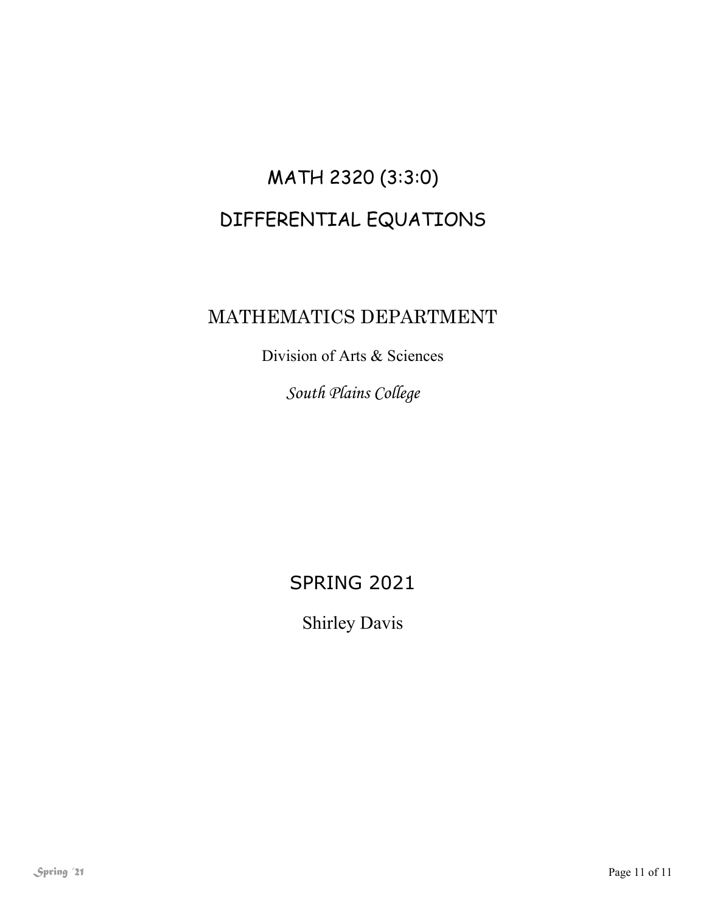# MATH 2320 (3:3:0)

# DIFFERENTIAL EQUATIONS

## MATHEMATICS DEPARTMENT

Division of Arts & Sciences

*South Plains College*

SPRING 2021

Shirley Davis